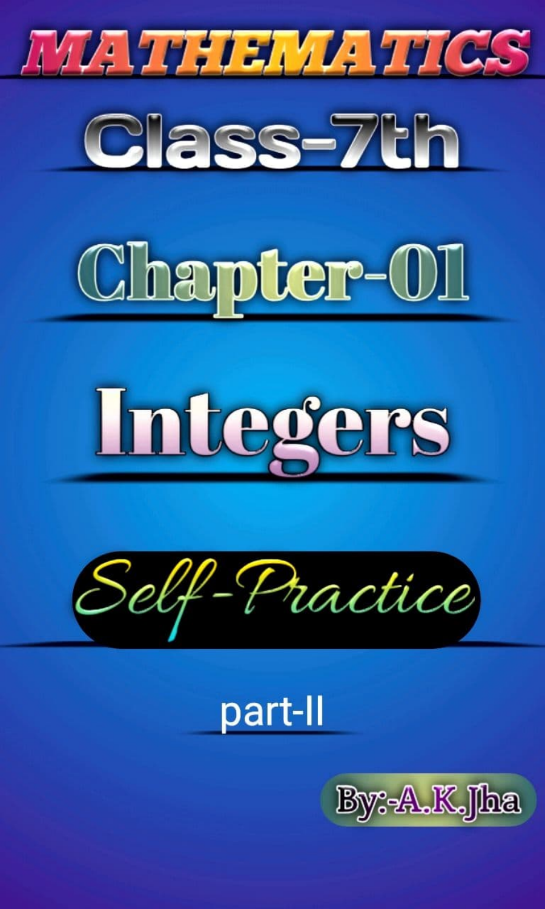# MATHEMATICS

## Class-7th

## Chapter-01

# Integers

### Self-Practice

part-II

By:-A.K.Jha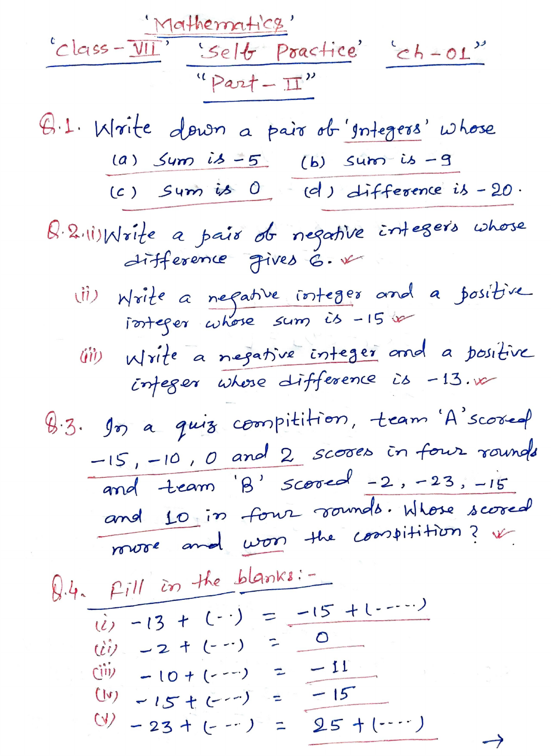# 'Mathematics'

## 'Class - VII' 'Self Practice' "ch - 01"

### "Part - II"

**Q.1.** Write down a pair of 'Integers' whose

(a) Sum is $-5$ (b) sum is $-9$

(c) Sum is $0$ (d) difference is $-20$.

**Q.2.** (i) Write a pair of negative integers whose difference gives $6$.

(ii) Write a negative integer and a positive integer whose sum is $-15$

(iii) Write a negative integer and a positive integer whose difference is $-13$.

**Q.3.** In a quiz compitition, team 'A' scored $-15, -10, 0$ and $2$ scores in four rounds and team 'B' scored $-2, -23, -15$ and $10$ in four rounds. Whose scored more and won the compitition?

**Q.4.** Fill in the blanks:-

(i) $-13 + (\cdot\cdot) = -15 + (\cdots\cdot)$

(ii) $-2 + (\cdots) = 0$

(iii) $-10 + (\cdots) = -11$

(iv) $-15 + (\cdots) = -15$

(v) $-23 + (\cdots) = 25 + (\cdots\cdot)$

→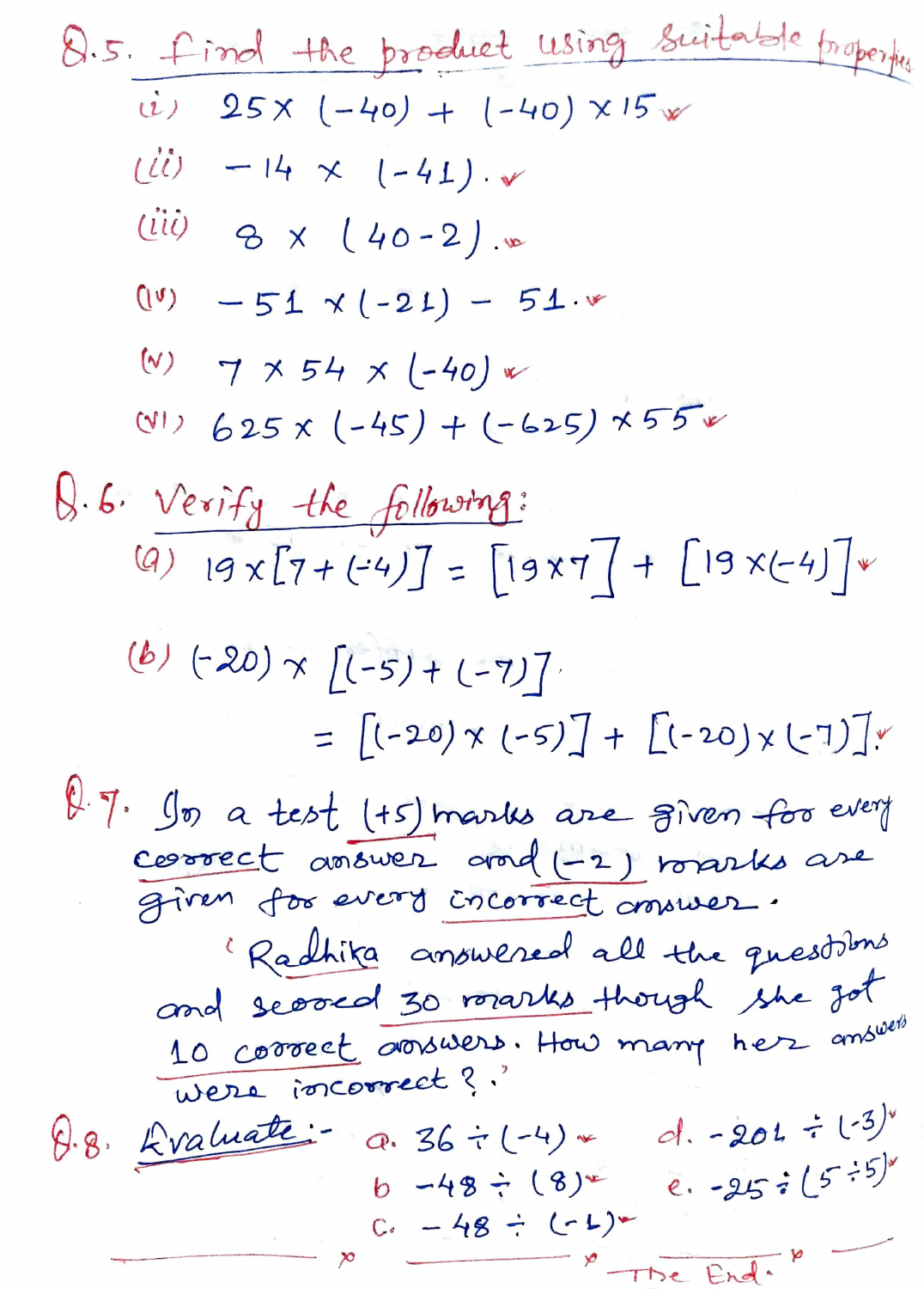Q.5. Find the product using suitable properties

(i) $25 \times (-40) + (-40) \times 15$

(ii) $-14 \times (-41)$.

(iii) $8 \times (40 - 2)$.

(iv) $-51 \times (-21) - 51$.

(v) $7 \times 54 \times (-40)$

(vi) $625 \times (-45) + (-625) \times 55$

Q.6. Verify the following:

(a) $19 \times [7 + (-4)] = [19 \times 7] + [19 \times (-4)]$

(b) $(-20) \times [(-5) + (-7)]$
$= [(-20) \times (-5)] + [(-20) \times (-7)]$.

Q.7. In a test (+5) marks are given for every correct answer and (−2) marks are given for every incorrect answer.
'Radhika answered all the questions and scored 30 marks though she got 10 correct answers. How many her answers were incorrect?.'

Q.8. Evaluate:-

a. $36 \div (-4)$

b. $-48 \div (8)$

c. $-48 \div (-1)$

d. $-201 \div (-3)$

e. $-25 \div (5 \div 5)$

The End.